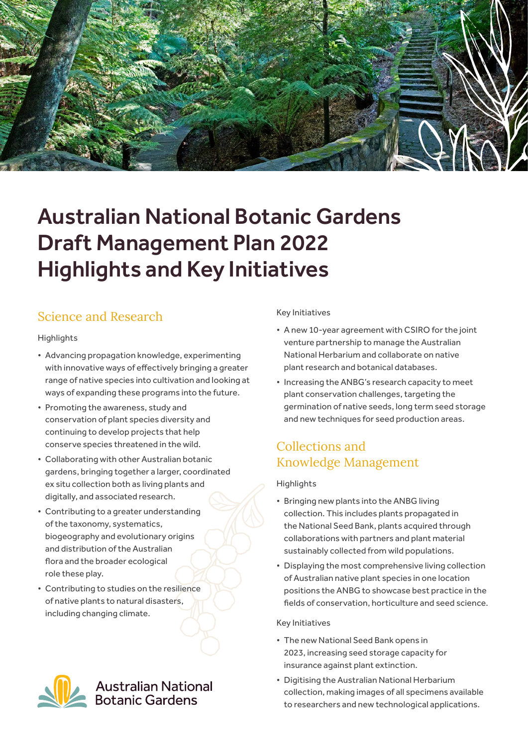# Australian National Botanic Gardens Draft Management Plan 2022 Highlights and Key Initiatives

## Science and Research

Highlights

- Advancing propagation knowledge, experimenting with innovative ways of effectively bringing a greater range of native species into cultivation and looking at ways of expanding these programs into the future.
- Promoting the awareness, study and conservation of plant species diversity and continuing to develop projects that help conserve species threatened in the wild.
- Collaborating with other Australian botanic gardens, bringing together a larger, coordinated ex situ collection both as living plants and digitally, and associated research.
- Contributing to a greater understanding of the taxonomy, systematics, biogeography and evolutionary origins and distribution of the Australian flora and the broader ecological role these play.
- Contributing to studies on the resilience of native plants to natural disasters, including changing climate.

Key Initiatives

- A new 10-year agreement with CSIRO for the joint venture partnership to manage the Australian National Herbarium and collaborate on native plant research and botanical databases.
- Increasing the ANBG's research capacity to meet plant conservation challenges, targeting the germination of native seeds, long term seed storage and new techniques for seed production areas.

## Collections and Knowledge Management

Highlights

- Bringing new plants into the ANBG living collection. This includes plants propagated in the National Seed Bank, plants acquired through collaborations with partners and plant material sustainably collected from wild populations.
- Displaying the most comprehensive living collection of Australian native plant species in one location positions the ANBG to showcase best practice in the fields of conservation, horticulture and seed science.

Key Initiatives

- The new National Seed Bank opens in 2023, increasing seed storage capacity for insurance against plant extinction.
- Digitising the Australian National Herbarium collection, making images of all specimens available to researchers and new technological applications.

Australian National Botanic Gardens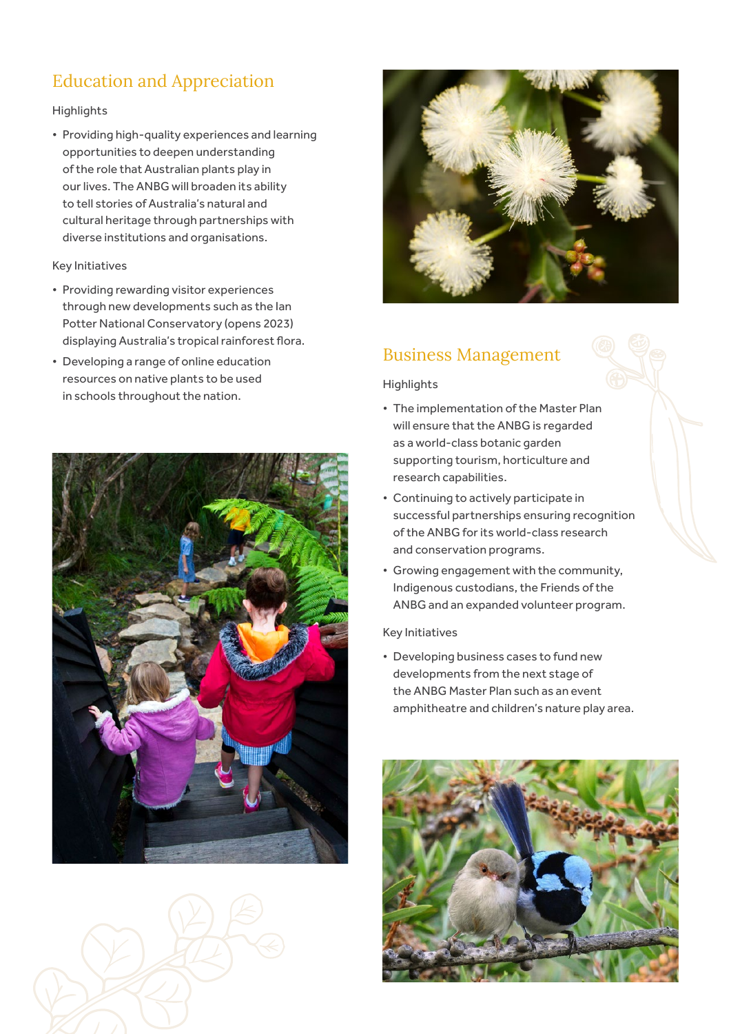## Education and Appreciation

Highlights

- Providing high-quality experiences and learning opportunities to deepen understanding of the role that Australian plants play in our lives. The ANBG will broaden its ability to tell stories of Australia's natural and cultural heritage through partnerships with diverse institutions and organisations.

Key Initiatives

- Providing rewarding visitor experiences through new developments such as the Ian Potter National Conservatory (opens 2023) displaying Australia's tropical rainforest flora.
- Developing a range of online education resources on native plants to be used in schools throughout the nation.

## Business Management

Highlights

- The implementation of the Master Plan will ensure that the ANBG is regarded as a world-class botanic garden supporting tourism, horticulture and research capabilities.
- Continuing to actively participate in successful partnerships ensuring recognition of the ANBG for its world-class research and conservation programs.
- Growing engagement with the community, Indigenous custodians, the Friends of the ANBG and an expanded volunteer program.

Key Initiatives

- Developing business cases to fund new developments from the next stage of the ANBG Master Plan such as an event amphitheatre and children's nature play area.